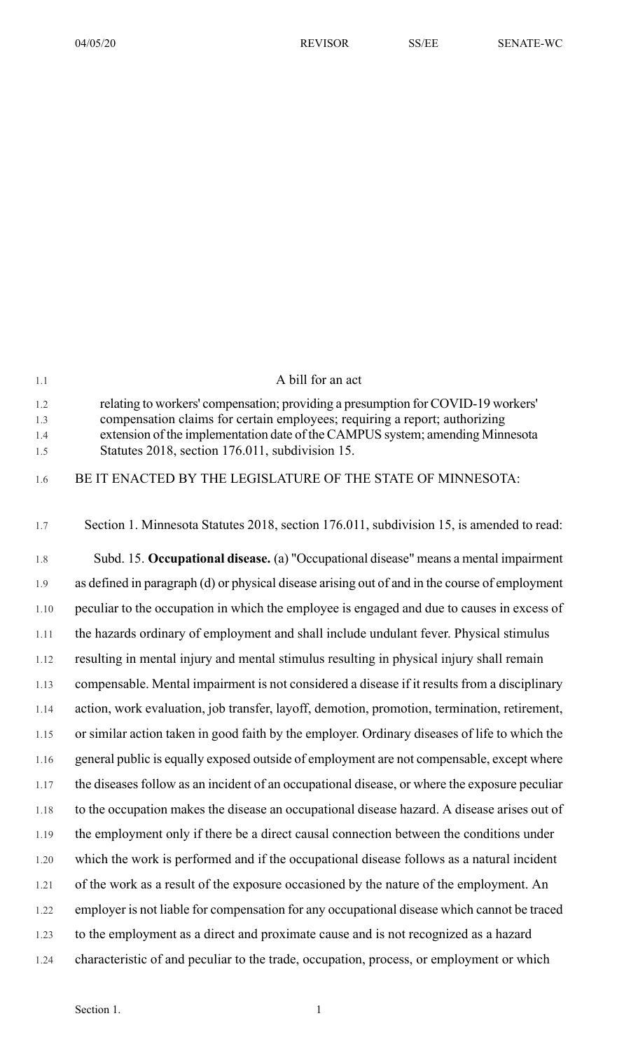A bill for an act

relating to workers' compensation; providing a presumption for COVID-19 workers' compensation claims for certain employees; requiring a report; authorizing extension of the implementation date of the CAMPUS system; amending Minnesota Statutes 2018, section 176.011, subdivision 15.

BE IT ENACTED BY THE LEGISLATURE OF THE STATE OF MINNESOTA:

Section 1. Minnesota Statutes 2018, section 176.011, subdivision 15, is amended to read:

Subd. 15. **Occupational disease.** (a) "Occupational disease" means a mental impairment as defined in paragraph (d) or physical disease arising out of and in the course of employment peculiar to the occupation in which the employee is engaged and due to causes in excess of the hazards ordinary of employment and shall include undulant fever. Physical stimulus resulting in mental injury and mental stimulus resulting in physical injury shall remain compensable. Mental impairment is not considered a disease if it results from a disciplinary action, work evaluation, job transfer, layoff, demotion, promotion, termination, retirement, or similar action taken in good faith by the employer. Ordinary diseases of life to which the general public is equally exposed outside of employment are not compensable, except where the diseases follow as an incident of an occupational disease, or where the exposure peculiar to the occupation makes the disease an occupational disease hazard. A disease arises out of the employment only if there be a direct causal connection between the conditions under which the work is performed and if the occupational disease follows as a natural incident of the work as a result of the exposure occasioned by the nature of the employment. An employer is not liable for compensation for any occupational disease which cannot be traced to the employment as a direct and proximate cause and is not recognized as a hazard characteristic of and peculiar to the trade, occupation, process, or employment or which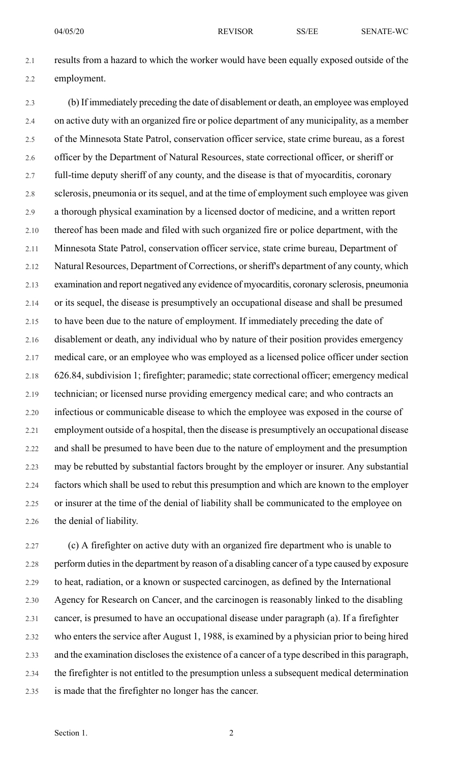results from a hazard to which the worker would have been equally exposed outside of the employment.

(b) If immediately preceding the date of disablement or death, an employee was employed on active duty with an organized fire or police department of any municipality, as a member of the Minnesota State Patrol, conservation officer service, state crime bureau, as a forest officer by the Department of Natural Resources, state correctional officer, or sheriff or full-time deputy sheriff of any county, and the disease is that of myocarditis, coronary sclerosis, pneumonia or its sequel, and at the time of employment such employee was given a thorough physical examination by a licensed doctor of medicine, and a written report thereof has been made and filed with such organized fire or police department, with the Minnesota State Patrol, conservation officer service, state crime bureau, Department of Natural Resources, Department of Corrections, or sheriff's department of any county, which examination and report negatived any evidence of myocarditis, coronary sclerosis, pneumonia or its sequel, the disease is presumptively an occupational disease and shall be presumed to have been due to the nature of employment. If immediately preceding the date of disablement or death, any individual who by nature of their position provides emergency medical care, or an employee who was employed as a licensed police officer under section 626.84, subdivision 1; firefighter; paramedic; state correctional officer; emergency medical technician; or licensed nurse providing emergency medical care; and who contracts an infectious or communicable disease to which the employee was exposed in the course of employment outside of a hospital, then the disease is presumptively an occupational disease and shall be presumed to have been due to the nature of employment and the presumption may be rebutted by substantial factors brought by the employer or insurer. Any substantial factors which shall be used to rebut this presumption and which are known to the employer or insurer at the time of the denial of liability shall be communicated to the employee on the denial of liability.

(c) A firefighter on active duty with an organized fire department who is unable to perform duties in the department by reason of a disabling cancer of a type caused by exposure to heat, radiation, or a known or suspected carcinogen, as defined by the International Agency for Research on Cancer, and the carcinogen is reasonably linked to the disabling cancer, is presumed to have an occupational disease under paragraph (a). If a firefighter who enters the service after August 1, 1988, is examined by a physician prior to being hired and the examination discloses the existence of a cancer of a type described in this paragraph, the firefighter is not entitled to the presumption unless a subsequent medical determination is made that the firefighter no longer has the cancer.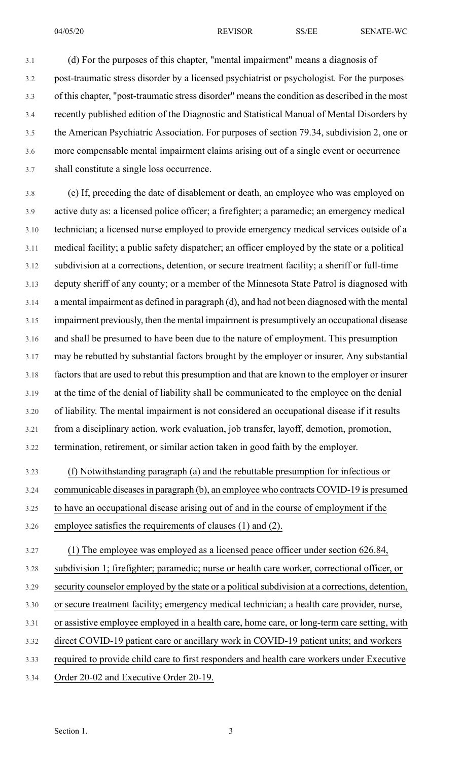(d) For the purposes of this chapter, "mental impairment" means a diagnosis of post-traumatic stress disorder by a licensed psychiatrist or psychologist. For the purposes of this chapter, "post-traumatic stress disorder" means the condition as described in the most recently published edition of the Diagnostic and Statistical Manual of Mental Disorders by the American Psychiatric Association. For purposes of section 79.34, subdivision 2, one or more compensable mental impairment claims arising out of a single event or occurrence shall constitute a single loss occurrence.

(e) If, preceding the date of disablement or death, an employee who was employed on active duty as: a licensed police officer; a firefighter; a paramedic; an emergency medical technician; a licensed nurse employed to provide emergency medical services outside of a medical facility; a public safety dispatcher; an officer employed by the state or a political subdivision at a corrections, detention, or secure treatment facility; a sheriff or full-time deputy sheriff of any county; or a member of the Minnesota State Patrol is diagnosed with a mental impairment as defined in paragraph (d), and had not been diagnosed with the mental impairment previously, then the mental impairment is presumptively an occupational disease and shall be presumed to have been due to the nature of employment. This presumption may be rebutted by substantial factors brought by the employer or insurer. Any substantial factors that are used to rebut this presumption and that are known to the employer or insurer at the time of the denial of liability shall be communicated to the employee on the denial of liability. The mental impairment is not considered an occupational disease if it results from a disciplinary action, work evaluation, job transfer, layoff, demotion, promotion, termination, retirement, or similar action taken in good faith by the employer.

(f) Notwithstanding paragraph (a) and the rebuttable presumption for infectious or communicable diseases in paragraph (b), an employee who contracts COVID-19 is presumed to have an occupational disease arising out of and in the course of employment if the employee satisfies the requirements of clauses (1) and (2).

(1) The employee was employed as a licensed peace officer under section 626.84, subdivision 1; firefighter; paramedic; nurse or health care worker, correctional officer, or security counselor employed by the state or a political subdivision at a corrections, detention, or secure treatment facility; emergency medical technician; a health care provider, nurse, or assistive employee employed in a health care, home care, or long-term care setting, with direct COVID-19 patient care or ancillary work in COVID-19 patient units; and workers required to provide child care to first responders and health care workers under Executive Order 20-02 and Executive Order 20-19.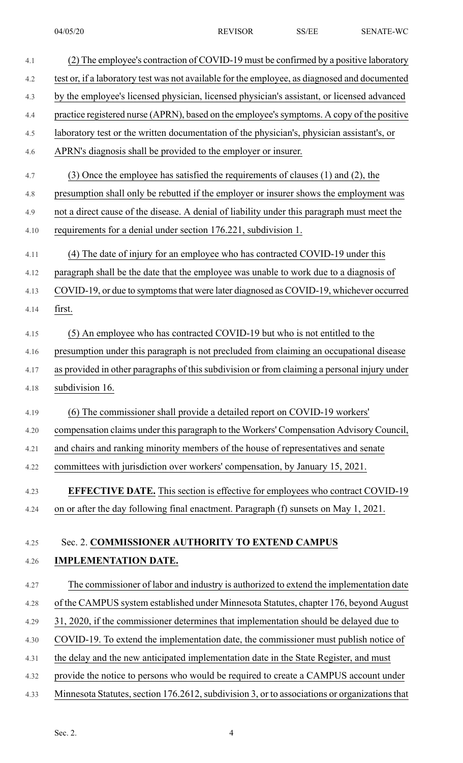(2) The employee's contraction of COVID-19 must be confirmed by a positive laboratory test or, if a laboratory test was not available for the employee, as diagnosed and documented by the employee's licensed physician, licensed physician's assistant, or licensed advanced practice registered nurse (APRN), based on the employee's symptoms. A copy of the positive laboratory test or the written documentation of the physician's, physician assistant's, or APRN's diagnosis shall be provided to the employer or insurer.

(3) Once the employee has satisfied the requirements of clauses (1) and (2), the presumption shall only be rebutted if the employer or insurer shows the employment was not a direct cause of the disease. A denial of liability under this paragraph must meet the requirements for a denial under section 176.221, subdivision 1.

(4) The date of injury for an employee who has contracted COVID-19 under this paragraph shall be the date that the employee was unable to work due to a diagnosis of COVID-19, or due to symptoms that were later diagnosed as COVID-19, whichever occurred first.

(5) An employee who has contracted COVID-19 but who is not entitled to the presumption under this paragraph is not precluded from claiming an occupational disease as provided in other paragraphs of this subdivision or from claiming a personal injury under subdivision 16.

(6) The commissioner shall provide a detailed report on COVID-19 workers' compensation claims under this paragraph to the Workers' Compensation Advisory Council, and chairs and ranking minority members of the house of representatives and senate committees with jurisdiction over workers' compensation, by January 15, 2021.

**EFFECTIVE DATE.** This section is effective for employees who contract COVID-19 on or after the day following final enactment. Paragraph (f) sunsets on May 1, 2021.

Sec. 2. **COMMISSIONER AUTHORITY TO EXTEND CAMPUS IMPLEMENTATION DATE.**

The commissioner of labor and industry is authorized to extend the implementation date of the CAMPUS system established under Minnesota Statutes, chapter 176, beyond August 31, 2020, if the commissioner determines that implementation should be delayed due to COVID-19. To extend the implementation date, the commissioner must publish notice of the delay and the new anticipated implementation date in the State Register, and must provide the notice to persons who would be required to create a CAMPUS account under Minnesota Statutes, section 176.2612, subdivision 3, or to associations or organizations that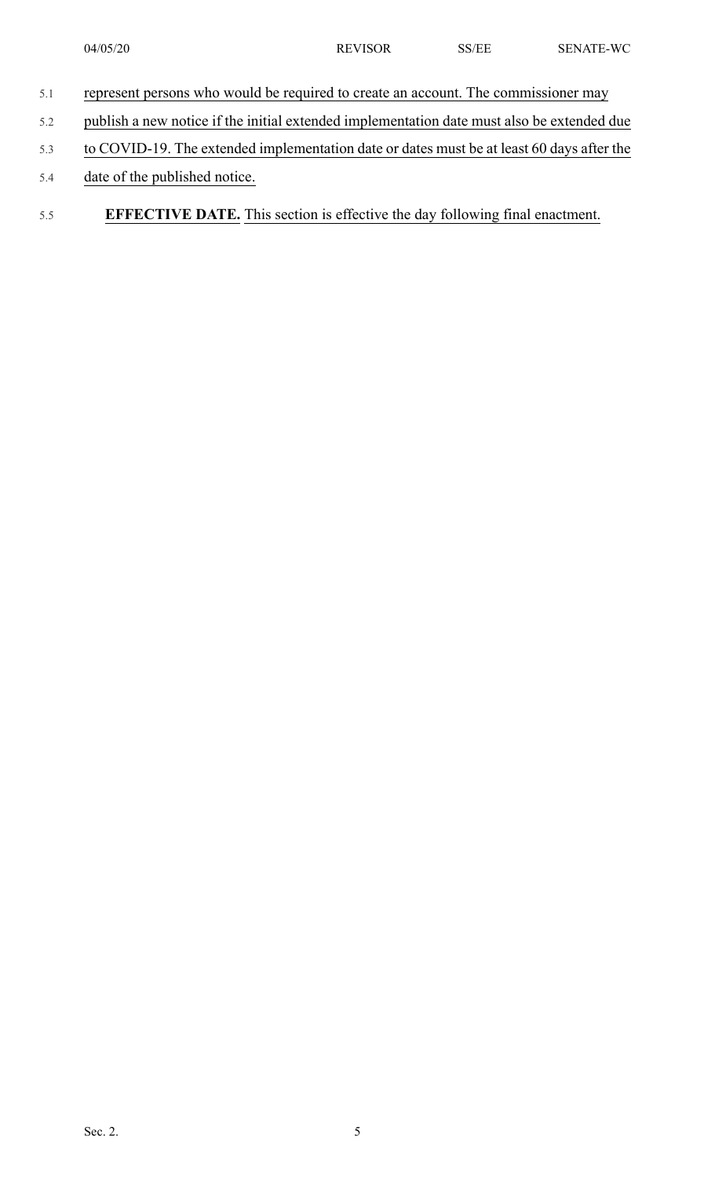represent persons who would be required to create an account. The commissioner may publish a new notice if the initial extended implementation date must also be extended due to COVID-19. The extended implementation date or dates must be at least 60 days after the date of the published notice.

**EFFECTIVE DATE.** This section is effective the day following final enactment.